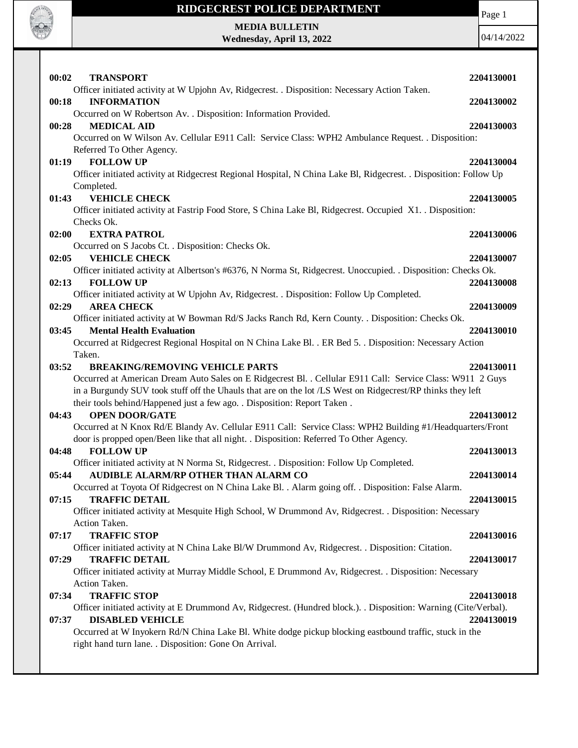# RIDGECREST POLICE DEPARTMENT

**MEDIA BULLETIN**
**Wednesday, April 13, 2022**

04/14/2022

**00:02 TRANSPORT** **2204130001**
Officer initiated activity at W Upjohn Av, Ridgecrest. . Disposition: Necessary Action Taken.

**00:18 INFORMATION** **2204130002**
Occurred on W Robertson Av. . Disposition: Information Provided.

**00:28 MEDICAL AID** **2204130003**
Occurred on W Wilson Av. Cellular E911 Call: Service Class: WPH2 Ambulance Request. . Disposition: Referred To Other Agency.

**01:19 FOLLOW UP** **2204130004**
Officer initiated activity at Ridgecrest Regional Hospital, N China Lake Bl, Ridgecrest. . Disposition: Follow Up Completed.

**01:43 VEHICLE CHECK** **2204130005**
Officer initiated activity at Fastrip Food Store, S China Lake Bl, Ridgecrest. Occupied X1. . Disposition: Checks Ok.

**02:00 EXTRA PATROL** **2204130006**
Occurred on S Jacobs Ct. . Disposition: Checks Ok.

**02:05 VEHICLE CHECK** **2204130007**
Officer initiated activity at Albertson's #6376, N Norma St, Ridgecrest. Unoccupied. . Disposition: Checks Ok.

**02:13 FOLLOW UP** **2204130008**
Officer initiated activity at W Upjohn Av, Ridgecrest. . Disposition: Follow Up Completed.

**02:29 AREA CHECK** **2204130009**
Officer initiated activity at W Bowman Rd/S Jacks Ranch Rd, Kern County. . Disposition: Checks Ok.

**03:45 Mental Health Evaluation** **2204130010**
Occurred at Ridgecrest Regional Hospital on N China Lake Bl. . ER Bed 5. . Disposition: Necessary Action Taken.

**03:52 BREAKING/REMOVING VEHICLE PARTS** **2204130011**
Occurred at American Dream Auto Sales on E Ridgecrest Bl. . Cellular E911 Call: Service Class: W911 2 Guys in a Burgundy SUV took stuff off the Uhauls that are on the lot /LS West on Ridgecrest/RP thinks they left their tools behind/Happened just a few ago. . Disposition: Report Taken .

**04:43 OPEN DOOR/GATE** **2204130012**
Occurred at N Knox Rd/E Blandy Av. Cellular E911 Call: Service Class: WPH2 Building #1/Headquarters/Front door is propped open/Been like that all night. . Disposition: Referred To Other Agency.

**04:48 FOLLOW UP** **2204130013**
Officer initiated activity at N Norma St, Ridgecrest. . Disposition: Follow Up Completed.

**05:44 AUDIBLE ALARM/RP OTHER THAN ALARM CO** **2204130014**
Occurred at Toyota Of Ridgecrest on N China Lake Bl. . Alarm going off. . Disposition: False Alarm.

**07:15 TRAFFIC DETAIL** **2204130015**
Officer initiated activity at Mesquite High School, W Drummond Av, Ridgecrest. . Disposition: Necessary Action Taken.

**07:17 TRAFFIC STOP** **2204130016**
Officer initiated activity at N China Lake Bl/W Drummond Av, Ridgecrest. . Disposition: Citation.

**07:29 TRAFFIC DETAIL** **2204130017**
Officer initiated activity at Murray Middle School, E Drummond Av, Ridgecrest. . Disposition: Necessary Action Taken.

**07:34 TRAFFIC STOP** **2204130018**
Officer initiated activity at E Drummond Av, Ridgecrest. (Hundred block.). . Disposition: Warning (Cite/Verbal).

**07:37 DISABLED VEHICLE** **2204130019**
Occurred at W Inyokern Rd/N China Lake Bl. White dodge pickup blocking eastbound traffic, stuck in the right hand turn lane. . Disposition: Gone On Arrival.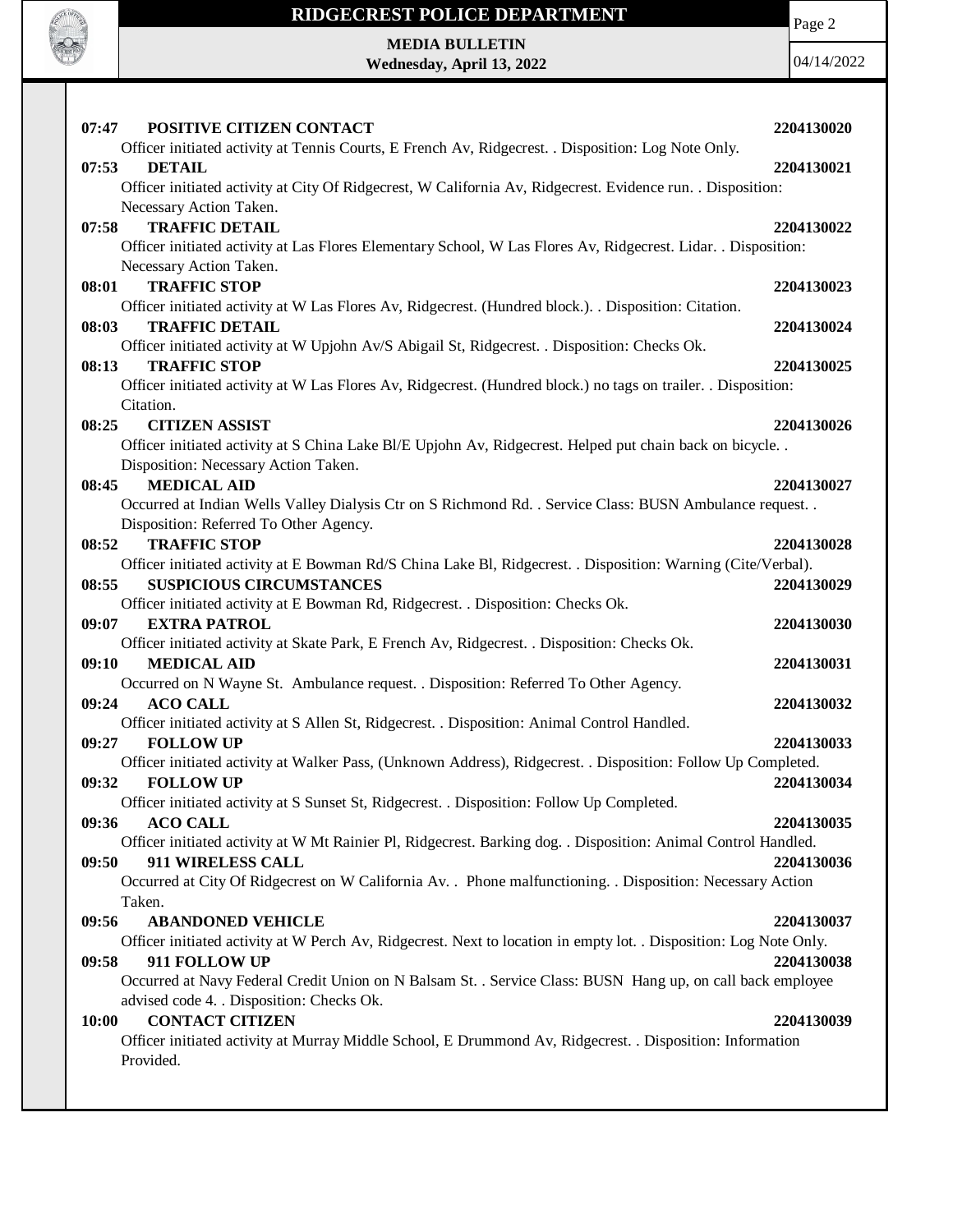**07:47 POSITIVE CITIZEN CONTACT** **2204130020**
Officer initiated activity at Tennis Courts, E French Av, Ridgecrest. . Disposition: Log Note Only.

**07:53 DETAIL** **2204130021**
Officer initiated activity at City Of Ridgecrest, W California Av, Ridgecrest. Evidence run. . Disposition: Necessary Action Taken.

**07:58 TRAFFIC DETAIL** **2204130022**
Officer initiated activity at Las Flores Elementary School, W Las Flores Av, Ridgecrest. Lidar. . Disposition: Necessary Action Taken.

**08:01 TRAFFIC STOP** **2204130023**
Officer initiated activity at W Las Flores Av, Ridgecrest. (Hundred block.). . Disposition: Citation.

**08:03 TRAFFIC DETAIL** **2204130024**
Officer initiated activity at W Upjohn Av/S Abigail St, Ridgecrest. . Disposition: Checks Ok.

**08:13 TRAFFIC STOP** **2204130025**
Officer initiated activity at W Las Flores Av, Ridgecrest. (Hundred block.) no tags on trailer. . Disposition: Citation.

**08:25 CITIZEN ASSIST** **2204130026**
Officer initiated activity at S China Lake Bl/E Upjohn Av, Ridgecrest. Helped put chain back on bicycle. . Disposition: Necessary Action Taken.

**08:45 MEDICAL AID** **2204130027**
Occurred at Indian Wells Valley Dialysis Ctr on S Richmond Rd. . Service Class: BUSN Ambulance request. . Disposition: Referred To Other Agency.

**08:52 TRAFFIC STOP** **2204130028**
Officer initiated activity at E Bowman Rd/S China Lake Bl, Ridgecrest. . Disposition: Warning (Cite/Verbal).

**08:55 SUSPICIOUS CIRCUMSTANCES** **2204130029**
Officer initiated activity at E Bowman Rd, Ridgecrest. . Disposition: Checks Ok.

**09:07 EXTRA PATROL** **2204130030**
Officer initiated activity at Skate Park, E French Av, Ridgecrest. . Disposition: Checks Ok.

**09:10 MEDICAL AID** **2204130031**
Occurred on N Wayne St. Ambulance request. . Disposition: Referred To Other Agency.

**09:24 ACO CALL** **2204130032**
Officer initiated activity at S Allen St, Ridgecrest. . Disposition: Animal Control Handled.

**09:27 FOLLOW UP** **2204130033**
Officer initiated activity at Walker Pass, (Unknown Address), Ridgecrest. . Disposition: Follow Up Completed.

**09:32 FOLLOW UP** **2204130034**
Officer initiated activity at S Sunset St, Ridgecrest. . Disposition: Follow Up Completed.

**09:36 ACO CALL** **2204130035**
Officer initiated activity at W Mt Rainier Pl, Ridgecrest. Barking dog. . Disposition: Animal Control Handled.

**09:50 911 WIRELESS CALL** **2204130036**
Occurred at City Of Ridgecrest on W California Av. . Phone malfunctioning. . Disposition: Necessary Action Taken.

**09:56 ABANDONED VEHICLE** **2204130037**
Officer initiated activity at W Perch Av, Ridgecrest. Next to location in empty lot. . Disposition: Log Note Only.

**09:58 911 FOLLOW UP** **2204130038**
Occurred at Navy Federal Credit Union on N Balsam St. . Service Class: BUSN Hang up, on call back employee advised code 4. . Disposition: Checks Ok.

**10:00 CONTACT CITIZEN** **2204130039**
Officer initiated activity at Murray Middle School, E Drummond Av, Ridgecrest. . Disposition: Information Provided.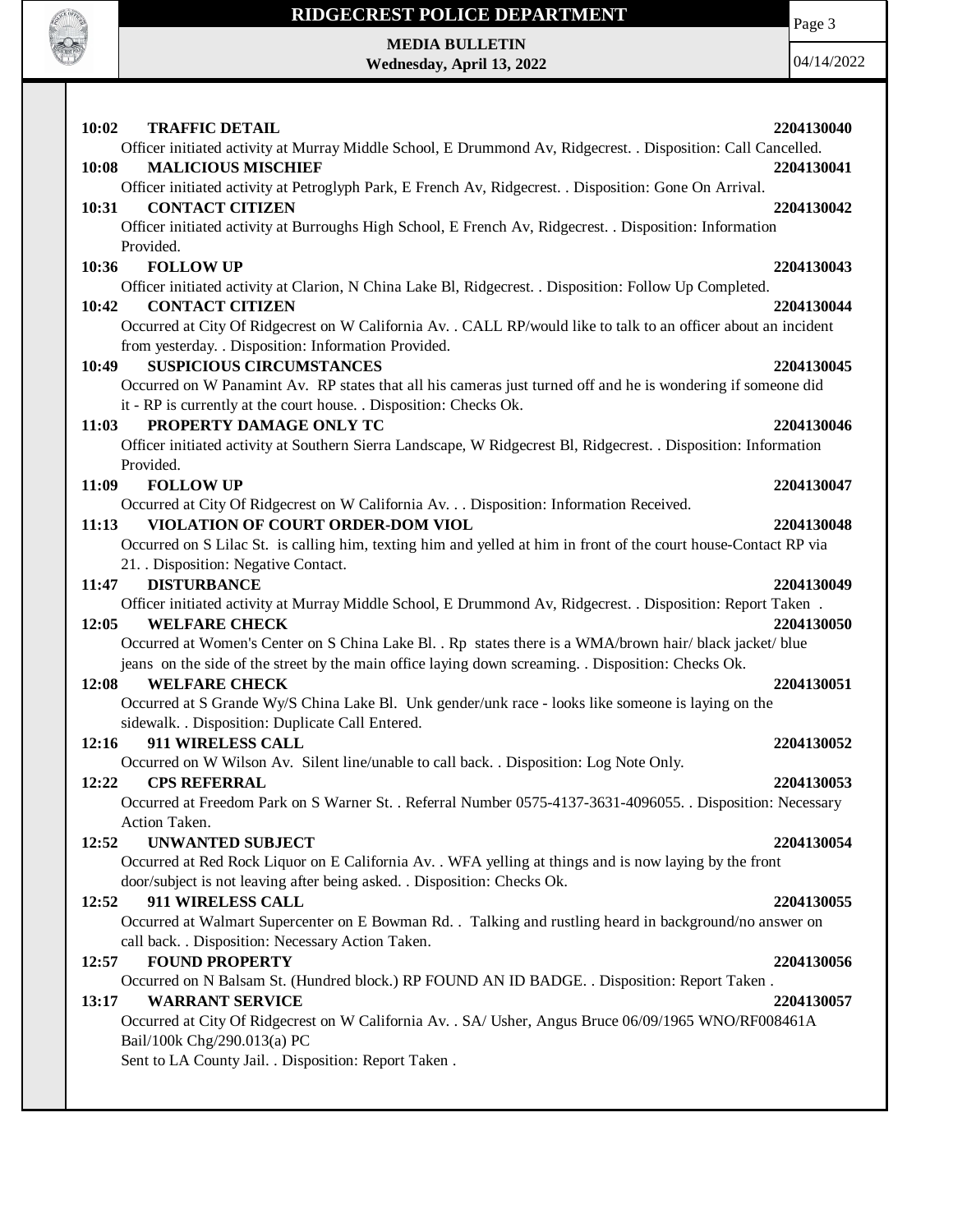**10:02 TRAFFIC DETAIL** **2204130040**
Officer initiated activity at Murray Middle School, E Drummond Av, Ridgecrest. . Disposition: Call Cancelled.

**10:08 MALICIOUS MISCHIEF** **2204130041**
Officer initiated activity at Petroglyph Park, E French Av, Ridgecrest. . Disposition: Gone On Arrival.

**10:31 CONTACT CITIZEN** **2204130042**
Officer initiated activity at Burroughs High School, E French Av, Ridgecrest. . Disposition: Information Provided.

**10:36 FOLLOW UP** **2204130043**
Officer initiated activity at Clarion, N China Lake Bl, Ridgecrest. . Disposition: Follow Up Completed.

**10:42 CONTACT CITIZEN** **2204130044**
Occurred at City Of Ridgecrest on W California Av. . CALL RP/would like to talk to an officer about an incident from yesterday. . Disposition: Information Provided.

**10:49 SUSPICIOUS CIRCUMSTANCES** **2204130045**
Occurred on W Panamint Av. RP states that all his cameras just turned off and he is wondering if someone did it - RP is currently at the court house. . Disposition: Checks Ok.

**11:03 PROPERTY DAMAGE ONLY TC** **2204130046**
Officer initiated activity at Southern Sierra Landscape, W Ridgecrest Bl, Ridgecrest. . Disposition: Information Provided.

**11:09 FOLLOW UP** **2204130047**
Occurred at City Of Ridgecrest on W California Av. . . Disposition: Information Received.

**11:13 VIOLATION OF COURT ORDER-DOM VIOL** **2204130048**
Occurred on S Lilac St. is calling him, texting him and yelled at him in front of the court house-Contact RP via 21. . Disposition: Negative Contact.

**11:47 DISTURBANCE** **2204130049**
Officer initiated activity at Murray Middle School, E Drummond Av, Ridgecrest. . Disposition: Report Taken .

**12:05 WELFARE CHECK** **2204130050**
Occurred at Women's Center on S China Lake Bl. . Rp states there is a WMA/brown hair/ black jacket/ blue jeans on the side of the street by the main office laying down screaming. . Disposition: Checks Ok.

**12:08 WELFARE CHECK** **2204130051**
Occurred at S Grande Wy/S China Lake Bl. Unk gender/unk race - looks like someone is laying on the sidewalk. . Disposition: Duplicate Call Entered.

**12:16 911 WIRELESS CALL** **2204130052**
Occurred on W Wilson Av. Silent line/unable to call back. . Disposition: Log Note Only.

**12:22 CPS REFERRAL** **2204130053**
Occurred at Freedom Park on S Warner St. . Referral Number 0575-4137-3631-4096055. . Disposition: Necessary Action Taken.

**12:52 UNWANTED SUBJECT** **2204130054**
Occurred at Red Rock Liquor on E California Av. . WFA yelling at things and is now laying by the front door/subject is not leaving after being asked. . Disposition: Checks Ok.

**12:52 911 WIRELESS CALL** **2204130055**
Occurred at Walmart Supercenter on E Bowman Rd. . Talking and rustling heard in background/no answer on call back. . Disposition: Necessary Action Taken.

**12:57 FOUND PROPERTY** **2204130056**
Occurred on N Balsam St. (Hundred block.) RP FOUND AN ID BADGE. . Disposition: Report Taken .

**13:17 WARRANT SERVICE** **2204130057**
Occurred at City Of Ridgecrest on W California Av. . SA/ Usher, Angus Bruce 06/09/1965 WNO/RF008461A Bail/100k Chg/290.013(a) PC
Sent to LA County Jail. . Disposition: Report Taken .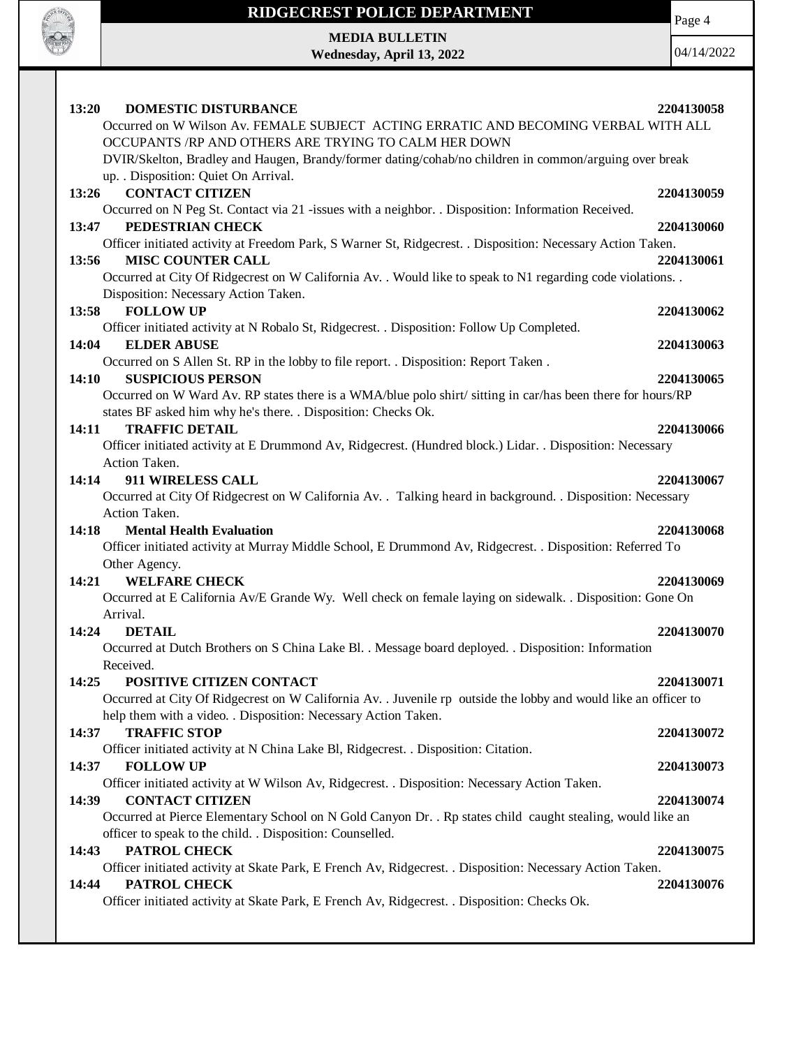**13:20 DOMESTIC DISTURBANCE** 2204130058

Occurred on W Wilson Av. FEMALE SUBJECT ACTING ERRATIC AND BECOMING VERBAL WITH ALL OCCUPANTS /RP AND OTHERS ARE TRYING TO CALM HER DOWN
DVIR/Skelton, Bradley and Haugen, Brandy/former dating/cohab/no children in common/arguing over break up. . Disposition: Quiet On Arrival.

**13:26 CONTACT CITIZEN** 2204130059

Occurred on N Peg St. Contact via 21 -issues with a neighbor. . Disposition: Information Received.

**13:47 PEDESTRIAN CHECK** 2204130060

Officer initiated activity at Freedom Park, S Warner St, Ridgecrest. . Disposition: Necessary Action Taken.

**13:56 MISC COUNTER CALL** 2204130061

Occurred at City Of Ridgecrest on W California Av. . Would like to speak to N1 regarding code violations. . Disposition: Necessary Action Taken.

**13:58 FOLLOW UP** 2204130062

Officer initiated activity at N Robalo St, Ridgecrest. . Disposition: Follow Up Completed.

**14:04 ELDER ABUSE** 2204130063

Occurred on S Allen St. RP in the lobby to file report. . Disposition: Report Taken .

**14:10 SUSPICIOUS PERSON** 2204130065

Occurred on W Ward Av. RP states there is a WMA/blue polo shirt/ sitting in car/has been there for hours/RP states BF asked him why he's there. . Disposition: Checks Ok.

**14:11 TRAFFIC DETAIL** 2204130066

Officer initiated activity at E Drummond Av, Ridgecrest. (Hundred block.) Lidar. . Disposition: Necessary Action Taken.

**14:14 911 WIRELESS CALL** 2204130067

Occurred at City Of Ridgecrest on W California Av. . Talking heard in background. . Disposition: Necessary Action Taken.

**14:18 Mental Health Evaluation** 2204130068

Officer initiated activity at Murray Middle School, E Drummond Av, Ridgecrest. . Disposition: Referred To Other Agency.

**14:21 WELFARE CHECK** 2204130069

Occurred at E California Av/E Grande Wy. Well check on female laying on sidewalk. . Disposition: Gone On Arrival.

**14:24 DETAIL** 2204130070

Occurred at Dutch Brothers on S China Lake Bl. . Message board deployed. . Disposition: Information Received.

**14:25 POSITIVE CITIZEN CONTACT** 2204130071

Occurred at City Of Ridgecrest on W California Av. . Juvenile rp outside the lobby and would like an officer to help them with a video. . Disposition: Necessary Action Taken.

**14:37 TRAFFIC STOP** 2204130072

Officer initiated activity at N China Lake Bl, Ridgecrest. . Disposition: Citation.

**14:37 FOLLOW UP** 2204130073

Officer initiated activity at W Wilson Av, Ridgecrest. . Disposition: Necessary Action Taken.

**14:39 CONTACT CITIZEN** 2204130074

Occurred at Pierce Elementary School on N Gold Canyon Dr. . Rp states child caught stealing, would like an officer to speak to the child. . Disposition: Counselled.

**14:43 PATROL CHECK** 2204130075

Officer initiated activity at Skate Park, E French Av, Ridgecrest. . Disposition: Necessary Action Taken.

**14:44 PATROL CHECK** 2204130076

Officer initiated activity at Skate Park, E French Av, Ridgecrest. . Disposition: Checks Ok.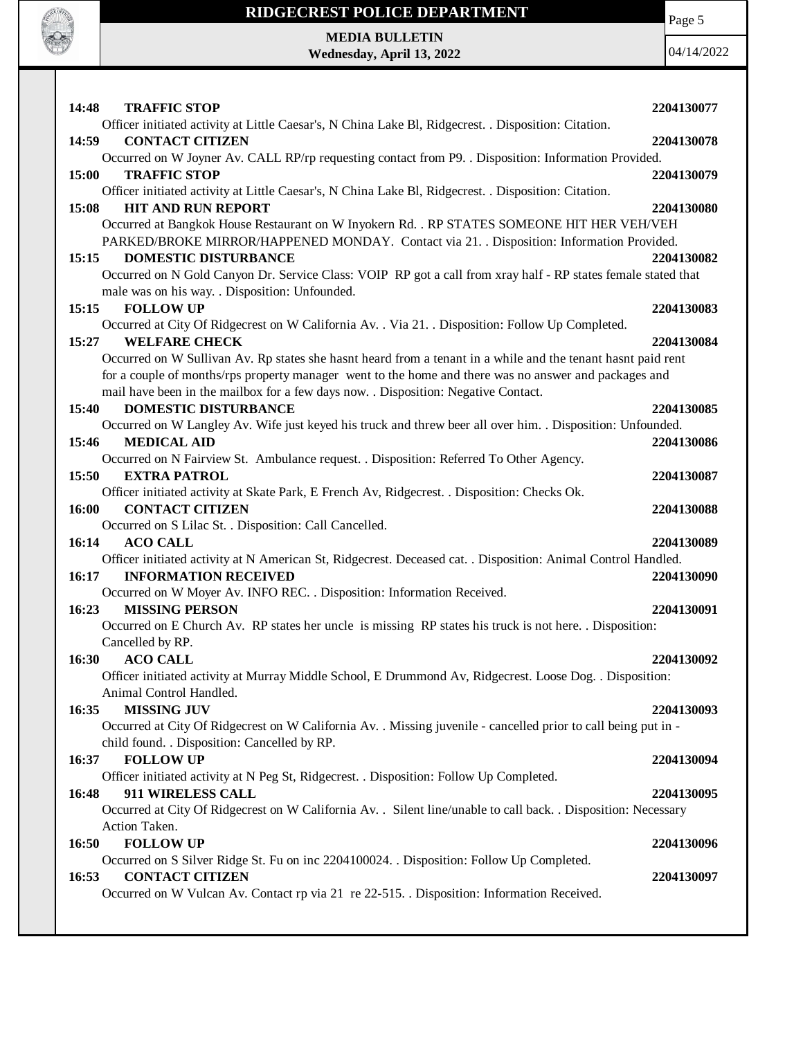**14:48 TRAFFIC STOP** **2204130077**
Officer initiated activity at Little Caesar's, N China Lake Bl, Ridgecrest. . Disposition: Citation.

**14:59 CONTACT CITIZEN** **2204130078**
Occurred on W Joyner Av. CALL RP/rp requesting contact from P9. . Disposition: Information Provided.

**15:00 TRAFFIC STOP** **2204130079**
Officer initiated activity at Little Caesar's, N China Lake Bl, Ridgecrest. . Disposition: Citation.

**15:08 HIT AND RUN REPORT** **2204130080**
Occurred at Bangkok House Restaurant on W Inyokern Rd. . RP STATES SOMEONE HIT HER VEH/VEH PARKED/BROKE MIRROR/HAPPENED MONDAY. Contact via 21. . Disposition: Information Provided.

**15:15 DOMESTIC DISTURBANCE** **2204130082**
Occurred on N Gold Canyon Dr. Service Class: VOIP RP got a call from xray half - RP states female stated that male was on his way. . Disposition: Unfounded.

**15:15 FOLLOW UP** **2204130083**
Occurred at City Of Ridgecrest on W California Av. . Via 21. . Disposition: Follow Up Completed.

**15:27 WELFARE CHECK** **2204130084**
Occurred on W Sullivan Av. Rp states she hasnt heard from a tenant in a while and the tenant hasnt paid rent for a couple of months/rps property manager went to the home and there was no answer and packages and mail have been in the mailbox for a few days now. . Disposition: Negative Contact.

**15:40 DOMESTIC DISTURBANCE** **2204130085**
Occurred on W Langley Av. Wife just keyed his truck and threw beer all over him. . Disposition: Unfounded.

**15:46 MEDICAL AID** **2204130086**
Occurred on N Fairview St. Ambulance request. . Disposition: Referred To Other Agency.

**15:50 EXTRA PATROL** **2204130087**
Officer initiated activity at Skate Park, E French Av, Ridgecrest. . Disposition: Checks Ok.

**16:00 CONTACT CITIZEN** **2204130088**
Occurred on S Lilac St. . Disposition: Call Cancelled.

**16:14 ACO CALL** **2204130089**
Officer initiated activity at N American St, Ridgecrest. Deceased cat. . Disposition: Animal Control Handled.

**16:17 INFORMATION RECEIVED** **2204130090**
Occurred on W Moyer Av. INFO REC. . Disposition: Information Received.

**16:23 MISSING PERSON** **2204130091**
Occurred on E Church Av. RP states her uncle is missing RP states his truck is not here. . Disposition: Cancelled by RP.

**16:30 ACO CALL** **2204130092**
Officer initiated activity at Murray Middle School, E Drummond Av, Ridgecrest. Loose Dog. . Disposition: Animal Control Handled.

**16:35 MISSING JUV** **2204130093**
Occurred at City Of Ridgecrest on W California Av. . Missing juvenile - cancelled prior to call being put in - child found. . Disposition: Cancelled by RP.

**16:37 FOLLOW UP** **2204130094**
Officer initiated activity at N Peg St, Ridgecrest. . Disposition: Follow Up Completed.

**16:48 911 WIRELESS CALL** **2204130095**
Occurred at City Of Ridgecrest on W California Av. . Silent line/unable to call back. . Disposition: Necessary Action Taken.

**16:50 FOLLOW UP** **2204130096**
Occurred on S Silver Ridge St. Fu on inc 2204100024. . Disposition: Follow Up Completed.

**16:53 CONTACT CITIZEN** **2204130097**
Occurred on W Vulcan Av. Contact rp via 21 re 22-515. . Disposition: Information Received.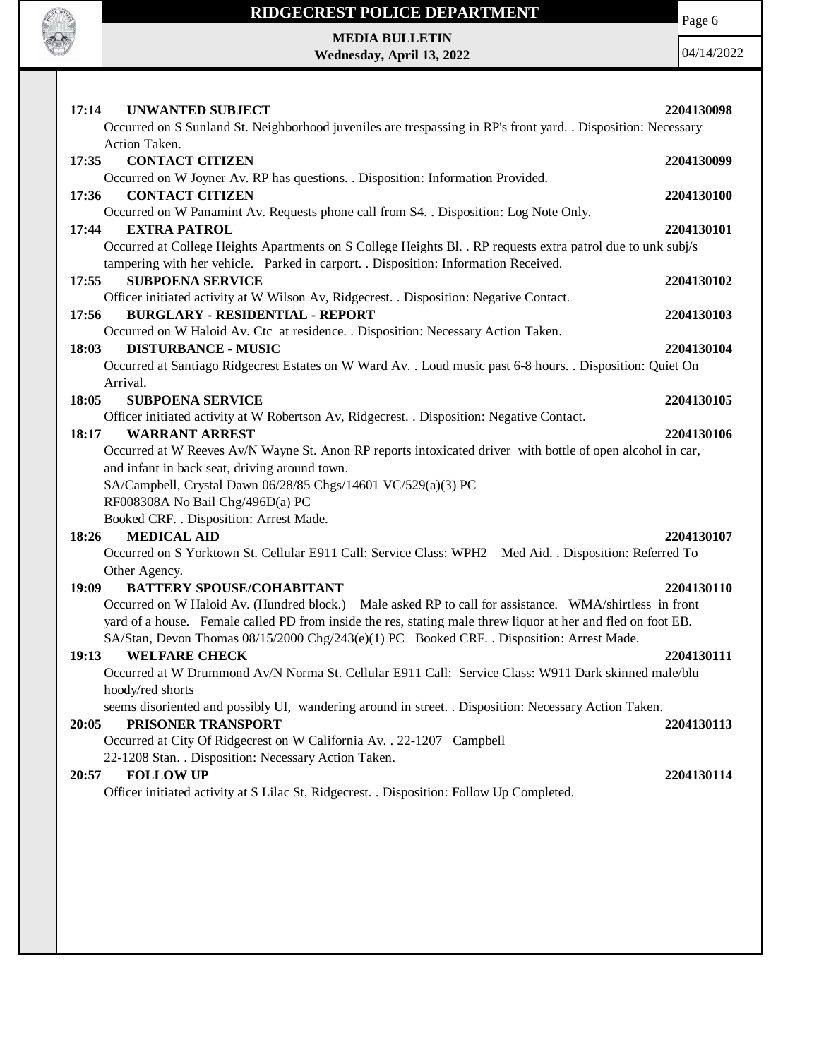**17:14 UNWANTED SUBJECT** **2204130098**

Occurred on S Sunland St. Neighborhood juveniles are trespassing in RP's front yard. . Disposition: Necessary Action Taken.

**17:35 CONTACT CITIZEN** **2204130099**

Occurred on W Joyner Av. RP has questions. . Disposition: Information Provided.

**17:36 CONTACT CITIZEN** **2204130100**

Occurred on W Panamint Av. Requests phone call from S4. . Disposition: Log Note Only.

**17:44 EXTRA PATROL** **2204130101**

Occurred at College Heights Apartments on S College Heights Bl. . RP requests extra patrol due to unk subj/s tampering with her vehicle. Parked in carport. . Disposition: Information Received.

**17:55 SUBPOENA SERVICE** **2204130102**

Officer initiated activity at W Wilson Av, Ridgecrest. . Disposition: Negative Contact.

**17:56 BURGLARY - RESIDENTIAL - REPORT** **2204130103**

Occurred on W Haloid Av. Ctc at residence. . Disposition: Necessary Action Taken.

**18:03 DISTURBANCE - MUSIC** **2204130104**

Occurred at Santiago Ridgecrest Estates on W Ward Av. . Loud music past 6-8 hours. . Disposition: Quiet On Arrival.

**18:05 SUBPOENA SERVICE** **2204130105**

Officer initiated activity at W Robertson Av, Ridgecrest. . Disposition: Negative Contact.

**18:17 WARRANT ARREST** **2204130106**

Occurred at W Reeves Av/N Wayne St. Anon RP reports intoxicated driver with bottle of open alcohol in car, and infant in back seat, driving around town.
SA/Campbell, Crystal Dawn 06/28/85 Chgs/14601 VC/529(a)(3) PC
RF008308A No Bail Chg/496D(a) PC
Booked CRF. . Disposition: Arrest Made.

**18:26 MEDICAL AID** **2204130107**

Occurred on S Yorktown St. Cellular E911 Call: Service Class: WPH2 Med Aid. . Disposition: Referred To Other Agency.

**19:09 BATTERY SPOUSE/COHABITANT** **2204130110**

Occurred on W Haloid Av. (Hundred block.) Male asked RP to call for assistance. WMA/shirtless in front yard of a house. Female called PD from inside the res, stating male threw liquor at her and fled on foot EB.
SA/Stan, Devon Thomas 08/15/2000 Chg/243(e)(1) PC Booked CRF. . Disposition: Arrest Made.

**19:13 WELFARE CHECK** **2204130111**

Occurred at W Drummond Av/N Norma St. Cellular E911 Call: Service Class: W911 Dark skinned male/blu hoody/red shorts
seems disoriented and possibly UI, wandering around in street. . Disposition: Necessary Action Taken.

**20:05 PRISONER TRANSPORT** **2204130113**

Occurred at City Of Ridgecrest on W California Av. . 22-1207 Campbell
22-1208 Stan. . Disposition: Necessary Action Taken.

**20:57 FOLLOW UP** **2204130114**

Officer initiated activity at S Lilac St, Ridgecrest. . Disposition: Follow Up Completed.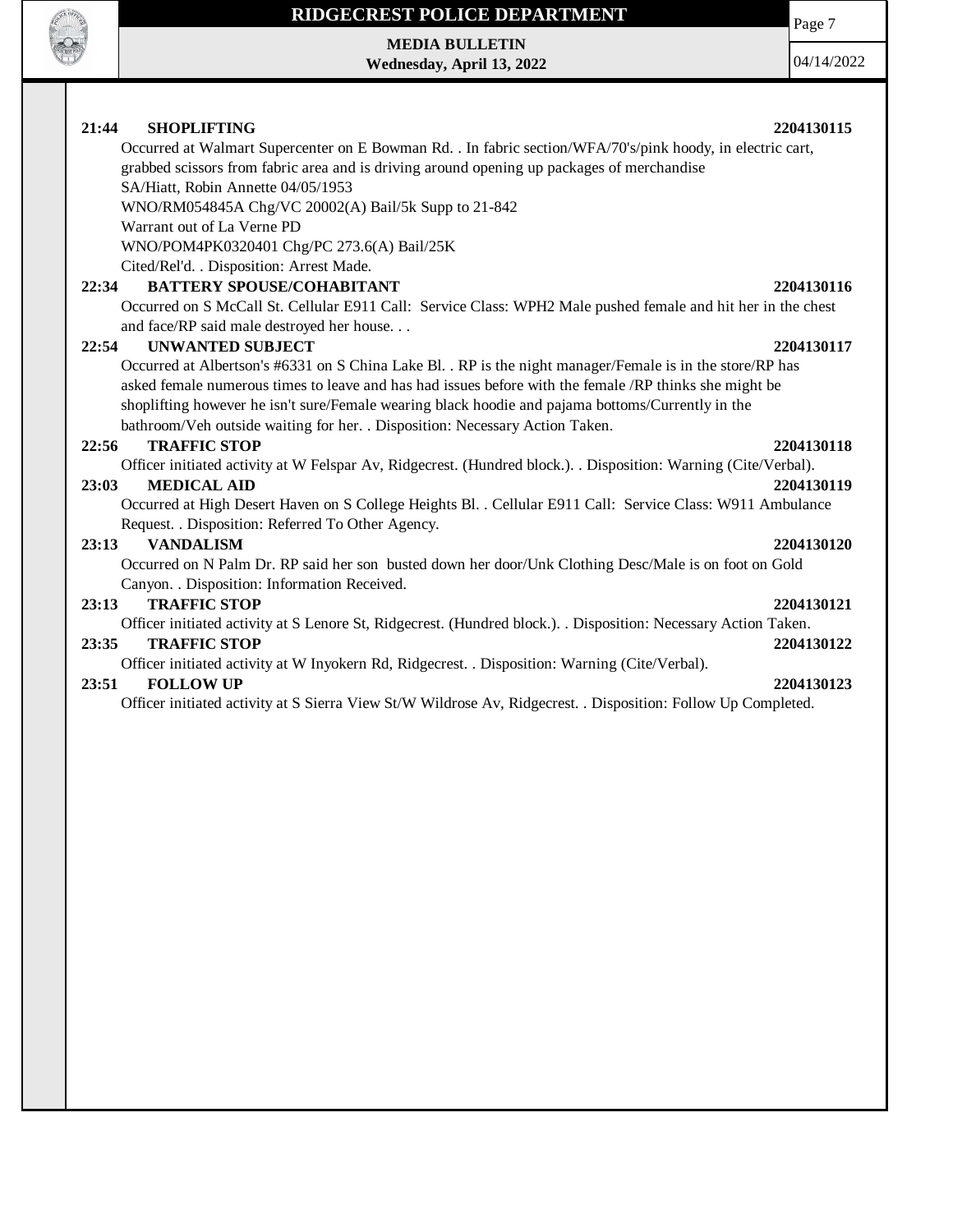**21:44 SHOPLIFTING 2204130115**

Occurred at Walmart Supercenter on E Bowman Rd. . In fabric section/WFA/70's/pink hoody, in electric cart, grabbed scissors from fabric area and is driving around opening up packages of merchandise
SA/Hiatt, Robin Annette 04/05/1953
WNO/RM054845A Chg/VC 20002(A) Bail/5k Supp to 21-842
Warrant out of La Verne PD
WNO/POM4PK0320401 Chg/PC 273.6(A) Bail/25K
Cited/Rel'd. . Disposition: Arrest Made.

**22:34 BATTERY SPOUSE/COHABITANT 2204130116**

Occurred on S McCall St. Cellular E911 Call: Service Class: WPH2 Male pushed female and hit her in the chest and face/RP said male destroyed her house. . .

**22:54 UNWANTED SUBJECT 2204130117**

Occurred at Albertson's #6331 on S China Lake Bl. . RP is the night manager/Female is in the store/RP has asked female numerous times to leave and has had issues before with the female /RP thinks she might be shoplifting however he isn't sure/Female wearing black hoodie and pajama bottoms/Currently in the bathroom/Veh outside waiting for her. . Disposition: Necessary Action Taken.

**22:56 TRAFFIC STOP 2204130118**

Officer initiated activity at W Felspar Av, Ridgecrest. (Hundred block.). . Disposition: Warning (Cite/Verbal).

**23:03 MEDICAL AID 2204130119**

Occurred at High Desert Haven on S College Heights Bl. . Cellular E911 Call: Service Class: W911 Ambulance Request. . Disposition: Referred To Other Agency.

**23:13 VANDALISM 2204130120**

Occurred on N Palm Dr. RP said her son busted down her door/Unk Clothing Desc/Male is on foot on Gold Canyon. . Disposition: Information Received.

**23:13 TRAFFIC STOP 2204130121**

Officer initiated activity at S Lenore St, Ridgecrest. (Hundred block.). . Disposition: Necessary Action Taken.

**23:35 TRAFFIC STOP 2204130122**

Officer initiated activity at W Inyokern Rd, Ridgecrest. . Disposition: Warning (Cite/Verbal).

**23:51 FOLLOW UP 2204130123**

Officer initiated activity at S Sierra View St/W Wildrose Av, Ridgecrest. . Disposition: Follow Up Completed.